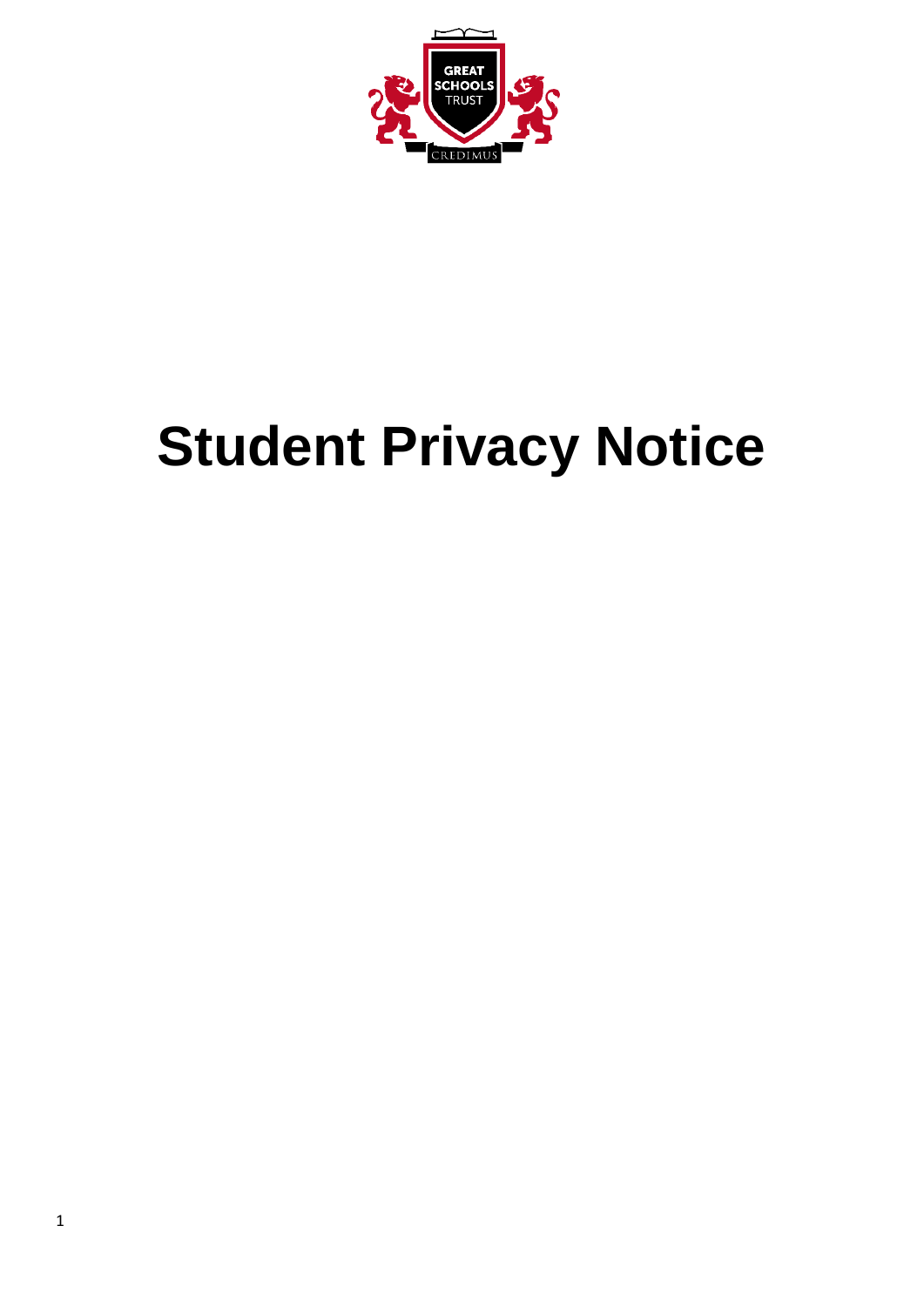# Student Privacy Notice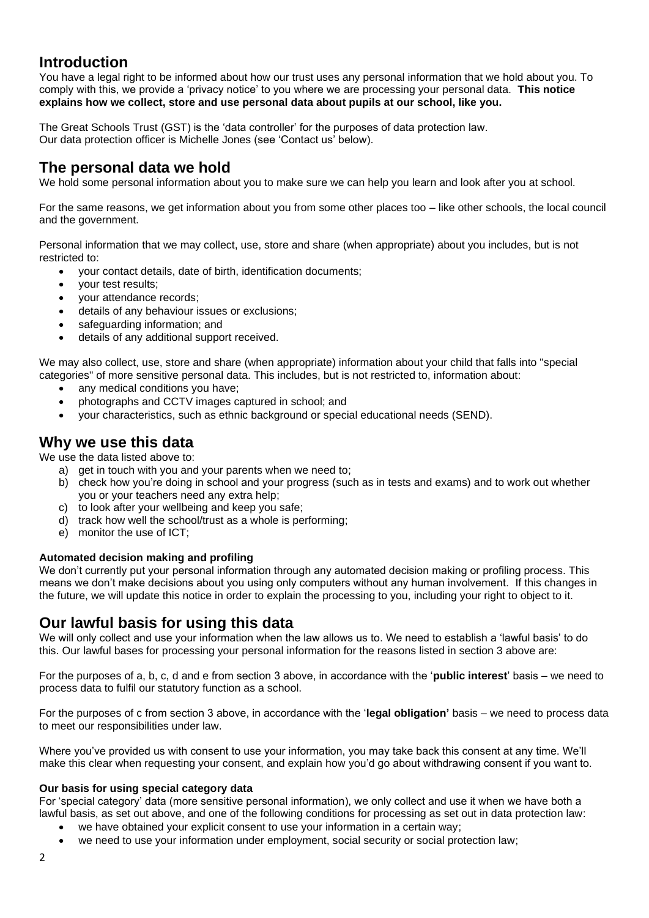## Introduction

You have a legal right to be informed about how our trust uses any personal information that we hold about you. To comply with this, we provide a 'privacy notice' to you where we are processing your personal data. **This notice explains how we collect, store and use personal data about pupils at our school, like you.**

The Great Schools Trust (GST) is the 'data controller' for the purposes of data protection law.
Our data protection officer is Michelle Jones (see 'Contact us' below).

## The personal data we hold

We hold some personal information about you to make sure we can help you learn and look after you at school.

For the same reasons, we get information about you from some other places too – like other schools, the local council and the government.

Personal information that we may collect, use, store and share (when appropriate) about you includes, but is not restricted to:

- your contact details, date of birth, identification documents;
- your test results;
- your attendance records;
- details of any behaviour issues or exclusions;
- safeguarding information; and
- details of any additional support received.

We may also collect, use, store and share (when appropriate) information about your child that falls into "special categories" of more sensitive personal data. This includes, but is not restricted to, information about:

- any medical conditions you have;
- photographs and CCTV images captured in school; and
- your characteristics, such as ethnic background or special educational needs (SEND).

## Why we use this data

We use the data listed above to:

a) get in touch with you and your parents when we need to;
b) check how you're doing in school and your progress (such as in tests and exams) and to work out whether you or your teachers need any extra help;
c) to look after your wellbeing and keep you safe;
d) track how well the school/trust as a whole is performing;
e) monitor the use of ICT;

### Automated decision making and profiling

We don't currently put your personal information through any automated decision making or profiling process. This means we don't make decisions about you using only computers without any human involvement. If this changes in the future, we will update this notice in order to explain the processing to you, including your right to object to it.

## Our lawful basis for using this data

We will only collect and use your information when the law allows us to. We need to establish a 'lawful basis' to do this. Our lawful bases for processing your personal information for the reasons listed in section 3 above are:

For the purposes of a, b, c, d and e from section 3 above, in accordance with the '**public interest**' basis – we need to process data to fulfil our statutory function as a school.

For the purposes of c from section 3 above, in accordance with the '**legal obligation'** basis – we need to process data to meet our responsibilities under law.

Where you've provided us with consent to use your information, you may take back this consent at any time. We'll make this clear when requesting your consent, and explain how you'd go about withdrawing consent if you want to.

### Our basis for using special category data

For 'special category' data (more sensitive personal information), we only collect and use it when we have both a lawful basis, as set out above, and one of the following conditions for processing as set out in data protection law:

- we have obtained your explicit consent to use your information in a certain way;
- we need to use your information under employment, social security or social protection law;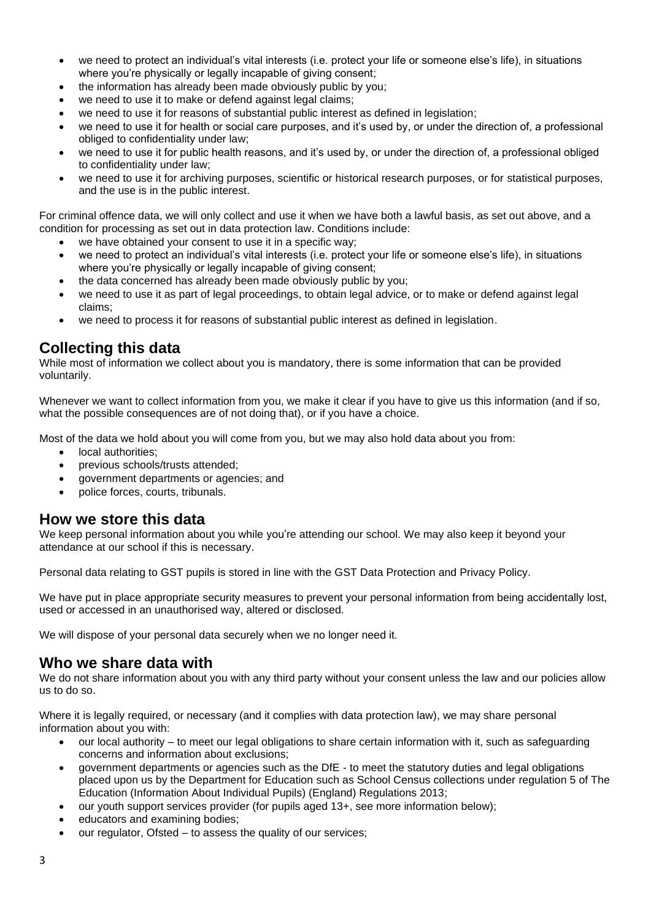- we need to protect an individual's vital interests (i.e. protect your life or someone else's life), in situations where you're physically or legally incapable of giving consent;
- the information has already been made obviously public by you;
- we need to use it to make or defend against legal claims;
- we need to use it for reasons of substantial public interest as defined in legislation;
- we need to use it for health or social care purposes, and it's used by, or under the direction of, a professional obliged to confidentiality under law;
- we need to use it for public health reasons, and it's used by, or under the direction of, a professional obliged to confidentiality under law;
- we need to use it for archiving purposes, scientific or historical research purposes, or for statistical purposes, and the use is in the public interest.

For criminal offence data, we will only collect and use it when we have both a lawful basis, as set out above, and a condition for processing as set out in data protection law. Conditions include:

- we have obtained your consent to use it in a specific way;
- we need to protect an individual's vital interests (i.e. protect your life or someone else's life), in situations where you're physically or legally incapable of giving consent;
- the data concerned has already been made obviously public by you;
- we need to use it as part of legal proceedings, to obtain legal advice, or to make or defend against legal claims;
- we need to process it for reasons of substantial public interest as defined in legislation.

## Collecting this data

While most of information we collect about you is mandatory, there is some information that can be provided voluntarily.

Whenever we want to collect information from you, we make it clear if you have to give us this information (and if so, what the possible consequences are of not doing that), or if you have a choice.

Most of the data we hold about you will come from you, but we may also hold data about you from:

- local authorities;
- previous schools/trusts attended;
- government departments or agencies; and
- police forces, courts, tribunals.

## How we store this data

We keep personal information about you while you're attending our school. We may also keep it beyond your attendance at our school if this is necessary.

Personal data relating to GST pupils is stored in line with the GST Data Protection and Privacy Policy.

We have put in place appropriate security measures to prevent your personal information from being accidentally lost, used or accessed in an unauthorised way, altered or disclosed.

We will dispose of your personal data securely when we no longer need it.

## Who we share data with

We do not share information about you with any third party without your consent unless the law and our policies allow us to do so.

Where it is legally required, or necessary (and it complies with data protection law), we may share personal information about you with:

- our local authority – to meet our legal obligations to share certain information with it, such as safeguarding concerns and information about exclusions;
- government departments or agencies such as the DfE - to meet the statutory duties and legal obligations placed upon us by the Department for Education such as School Census collections under regulation 5 of The Education (Information About Individual Pupils) (England) Regulations 2013;
- our youth support services provider (for pupils aged 13+, see more information below);
- educators and examining bodies;
- our regulator, Ofsted – to assess the quality of our services;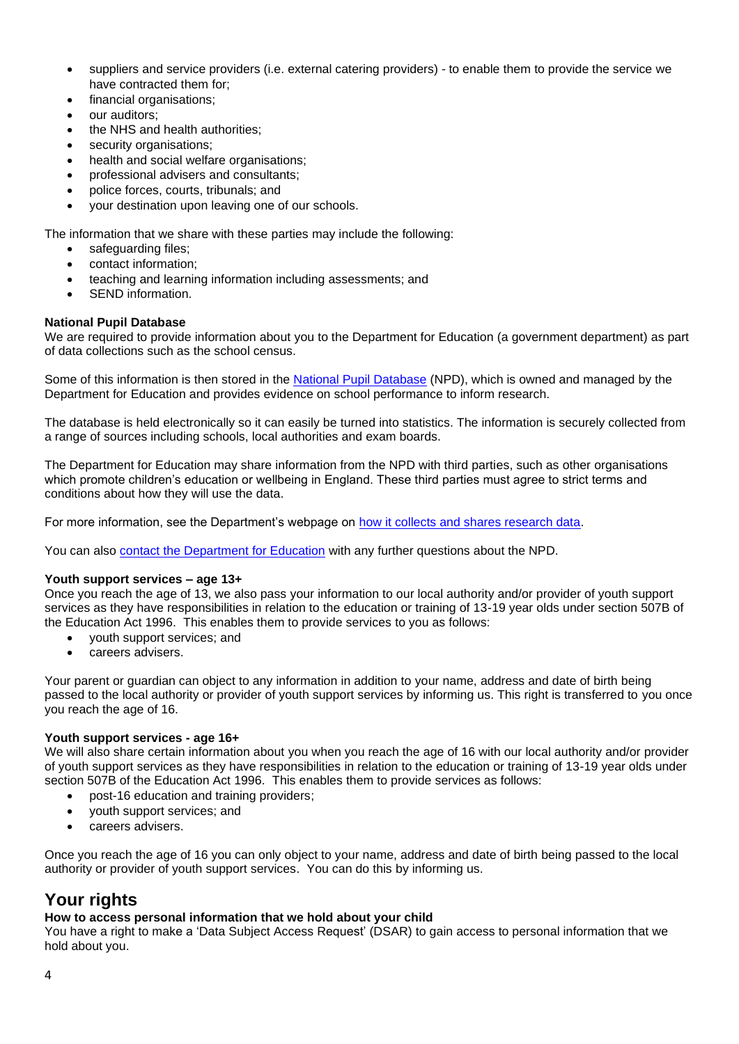- suppliers and service providers (i.e. external catering providers) - to enable them to provide the service we have contracted them for;
- financial organisations;
- our auditors;
- the NHS and health authorities;
- security organisations;
- health and social welfare organisations;
- professional advisers and consultants;
- police forces, courts, tribunals; and
- your destination upon leaving one of our schools.

The information that we share with these parties may include the following:

- safeguarding files;
- contact information;
- teaching and learning information including assessments; and
- SEND information.

**National Pupil Database**

We are required to provide information about you to the Department for Education (a government department) as part of data collections such as the school census.

Some of this information is then stored in the National Pupil Database (NPD), which is owned and managed by the Department for Education and provides evidence on school performance to inform research.

The database is held electronically so it can easily be turned into statistics. The information is securely collected from a range of sources including schools, local authorities and exam boards.

The Department for Education may share information from the NPD with third parties, such as other organisations which promote children's education or wellbeing in England. These third parties must agree to strict terms and conditions about how they will use the data.

For more information, see the Department's webpage on how it collects and shares research data.

You can also contact the Department for Education with any further questions about the NPD.

**Youth support services – age 13+**

Once you reach the age of 13, we also pass your information to our local authority and/or provider of youth support services as they have responsibilities in relation to the education or training of 13-19 year olds under section 507B of the Education Act 1996. This enables them to provide services to you as follows:

- youth support services; and
- careers advisers.

Your parent or guardian can object to any information in addition to your name, address and date of birth being passed to the local authority or provider of youth support services by informing us. This right is transferred to you once you reach the age of 16.

**Youth support services - age 16+**

We will also share certain information about you when you reach the age of 16 with our local authority and/or provider of youth support services as they have responsibilities in relation to the education or training of 13-19 year olds under section 507B of the Education Act 1996. This enables them to provide services as follows:

- post-16 education and training providers;
- youth support services; and
- careers advisers.

Once you reach the age of 16 you can only object to your name, address and date of birth being passed to the local authority or provider of youth support services. You can do this by informing us.

## Your rights

**How to access personal information that we hold about your child**

You have a right to make a 'Data Subject Access Request' (DSAR) to gain access to personal information that we hold about you.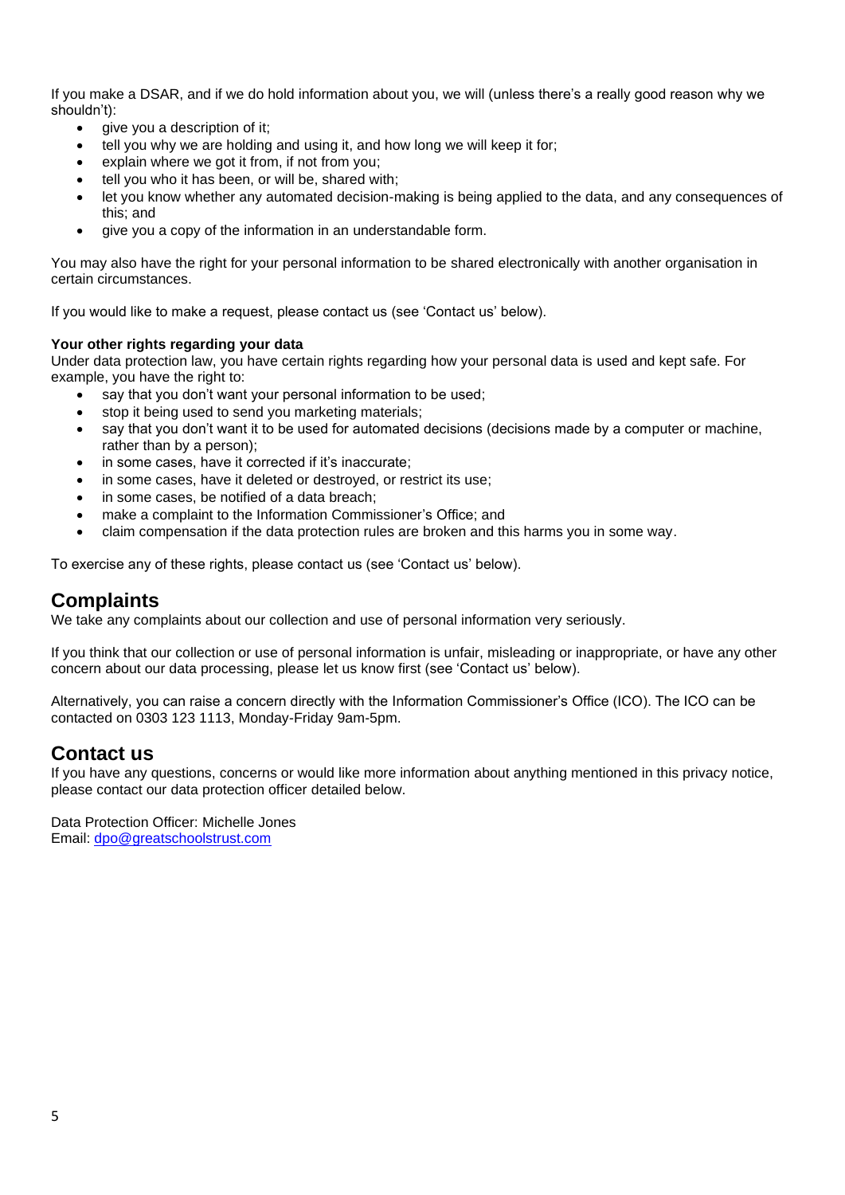If you make a DSAR, and if we do hold information about you, we will (unless there's a really good reason why we shouldn't):

- give you a description of it;
- tell you why we are holding and using it, and how long we will keep it for;
- explain where we got it from, if not from you;
- tell you who it has been, or will be, shared with;
- let you know whether any automated decision-making is being applied to the data, and any consequences of this; and
- give you a copy of the information in an understandable form.

You may also have the right for your personal information to be shared electronically with another organisation in certain circumstances.

If you would like to make a request, please contact us (see 'Contact us' below).

**Your other rights regarding your data**

Under data protection law, you have certain rights regarding how your personal data is used and kept safe. For example, you have the right to:

- say that you don't want your personal information to be used;
- stop it being used to send you marketing materials;
- say that you don't want it to be used for automated decisions (decisions made by a computer or machine, rather than by a person);
- in some cases, have it corrected if it's inaccurate;
- in some cases, have it deleted or destroyed, or restrict its use;
- in some cases, be notified of a data breach;
- make a complaint to the Information Commissioner's Office; and
- claim compensation if the data protection rules are broken and this harms you in some way.

To exercise any of these rights, please contact us (see 'Contact us' below).

## Complaints

We take any complaints about our collection and use of personal information very seriously.

If you think that our collection or use of personal information is unfair, misleading or inappropriate, or have any other concern about our data processing, please let us know first (see 'Contact us' below).

Alternatively, you can raise a concern directly with the Information Commissioner's Office (ICO). The ICO can be contacted on 0303 123 1113, Monday-Friday 9am-5pm.

## Contact us

If you have any questions, concerns or would like more information about anything mentioned in this privacy notice, please contact our data protection officer detailed below.

Data Protection Officer: Michelle Jones
Email: dpo@greatschoolstrust.com